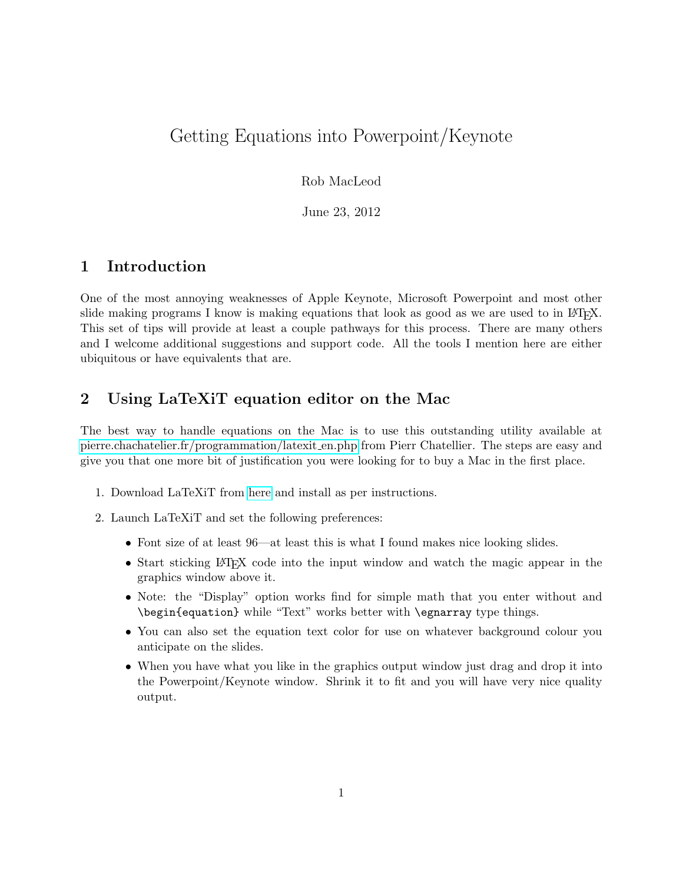# Getting Equations into Powerpoint/Keynote

Rob MacLeod

June 23, 2012

## 1 Introduction

One of the most annoying weaknesses of Apple Keynote, Microsoft Powerpoint and most other slide making programs I know is making equations that look as good as we are used to in LaTeX. This set of tips will provide at least a couple pathways for this process. There are many others and I welcome additional suggestions and support code. All the tools I mention here are either ubiquitous or have equivalents that are.

## 2 Using LaTeXiT equation editor on the Mac

The best way to handle equations on the Mac is to use this outstanding utility available at pierre.chachatelier.fr/programmation/latexit_en.php from Pierr Chatellier. The steps are easy and give you that one more bit of justification you were looking for to buy a Mac in the first place.

1. Download LaTeXiT from here and install as per instructions.
2. Launch LaTeXiT and set the following preferences:
   - Font size of at least 96—at least this is what I found makes nice looking slides.
   - Start sticking LaTeX code into the input window and watch the magic appear in the graphics window above it.
   - Note: the "Display" option works find for simple math that you enter without and `\begin{equation}` while "Text" works better with `\egnarray` type things.
   - You can also set the equation text color for use on whatever background colour you anticipate on the slides.
   - When you have what you like in the graphics output window just drag and drop it into the Powerpoint/Keynote window. Shrink it to fit and you will have very nice quality output.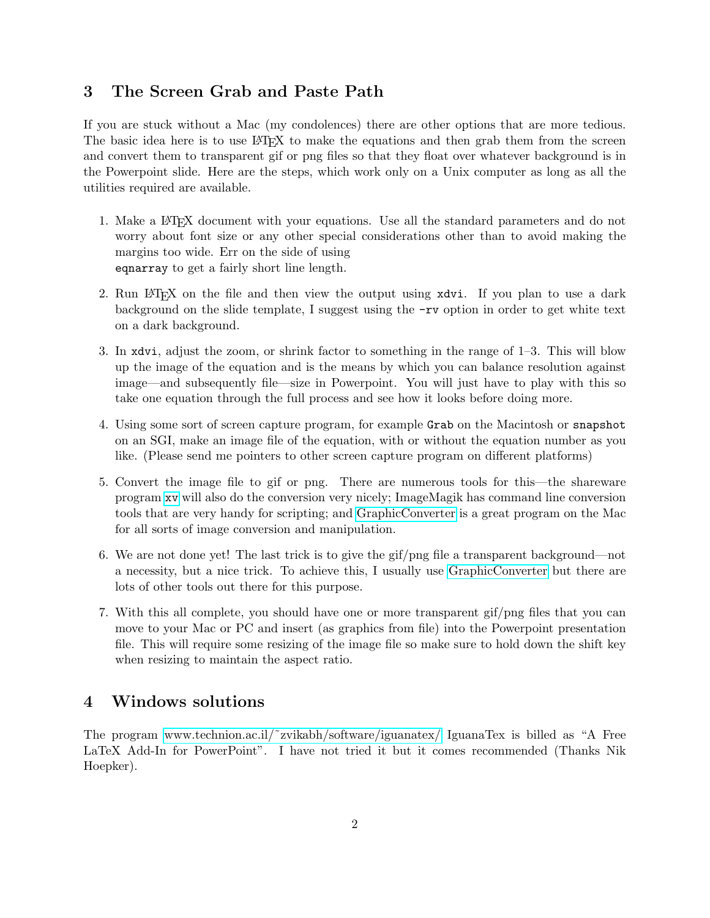## 3 The Screen Grab and Paste Path

If you are stuck without a Mac (my condolences) there are other options that are more tedious. The basic idea here is to use LaTeX to make the equations and then grab them from the screen and convert them to transparent gif or png files so that they float over whatever background is in the Powerpoint slide. Here are the steps, which work only on a Unix computer as long as all the utilities required are available.

1. Make a LaTeX document with your equations. Use all the standard parameters and do not worry about font size or any other special considerations other than to avoid making the margins too wide. Err on the side of using `eqnarray` to get a fairly short line length.
2. Run LaTeX on the file and then view the output using `xdvi`. If you plan to use a dark background on the slide template, I suggest using the `-rv` option in order to get white text on a dark background.
3. In `xdvi`, adjust the zoom, or shrink factor to something in the range of 1–3. This will blow up the image of the equation and is the means by which you can balance resolution against image—and subsequently file—size in Powerpoint. You will just have to play with this so take one equation through the full process and see how it looks before doing more.
4. Using some sort of screen capture program, for example `Grab` on the Macintosh or `snapshot` on an SGI, make an image file of the equation, with or without the equation number as you like. (Please send me pointers to other screen capture program on different platforms)
5. Convert the image file to gif or png. There are numerous tools for this—the shareware program `xv` will also do the conversion very nicely; ImageMagik has command line conversion tools that are very handy for scripting; and GraphicConverter is a great program on the Mac for all sorts of image conversion and manipulation.
6. We are not done yet! The last trick is to give the gif/png file a transparent background—not a necessity, but a nice trick. To achieve this, I usually use GraphicConverter but there are lots of other tools out there for this purpose.
7. With this all complete, you should have one or more transparent gif/png files that you can move to your Mac or PC and insert (as graphics from file) into the Powerpoint presentation file. This will require some resizing of the image file so make sure to hold down the shift key when resizing to maintain the aspect ratio.

## 4 Windows solutions

The program www.technion.ac.il/~zvikabh/software/iguanatex/ IguanaTex is billed as "A Free LaTeX Add-In for PowerPoint". I have not tried it but it comes recommended (Thanks Nik Hoepker).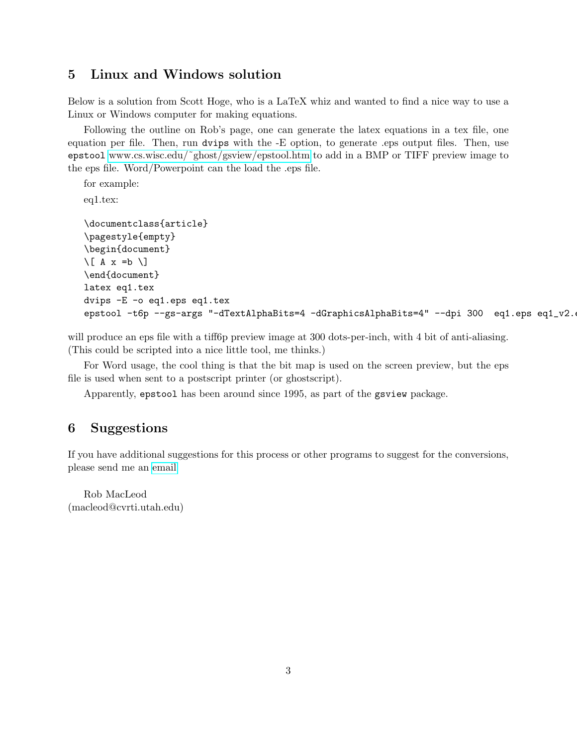## 5 Linux and Windows solution

Below is a solution from Scott Hoge, who is a LaTeX whiz and wanted to find a nice way to use a Linux or Windows computer for making equations.

Following the outline on Rob's page, one can generate the latex equations in a tex file, one equation per file. Then, run `dvips` with the -E option, to generate .eps output files. Then, use `epstool` www.cs.wisc.edu/~ghost/gsview/epstool.htm to add in a BMP or TIFF preview image to the eps file. Word/Powerpoint can the load the .eps file.

for example:

eq1.tex:

```
\documentclass{article}
\pagestyle{empty}
\begin{document}
\[ A x =b \]
\end{document}
latex eq1.tex
dvips -E -o eq1.eps eq1.tex
epstool -t6p --gs-args "-dTextAlphaBits=4 -dGraphicsAlphaBits=4" --dpi 300  eq1.eps eq1_v2.e
```

will produce an eps file with a tiff6p preview image at 300 dots-per-inch, with 4 bit of anti-aliasing. (This could be scripted into a nice little tool, me thinks.)

For Word usage, the cool thing is that the bit map is used on the screen preview, but the eps file is used when sent to a postscript printer (or ghostscript).

Apparently, `epstool` has been around since 1995, as part of the `gsview` package.

## 6 Suggestions

If you have additional suggestions for this process or other programs to suggest for the conversions, please send me an email

Rob MacLeod
(macleod@cvrti.utah.edu)